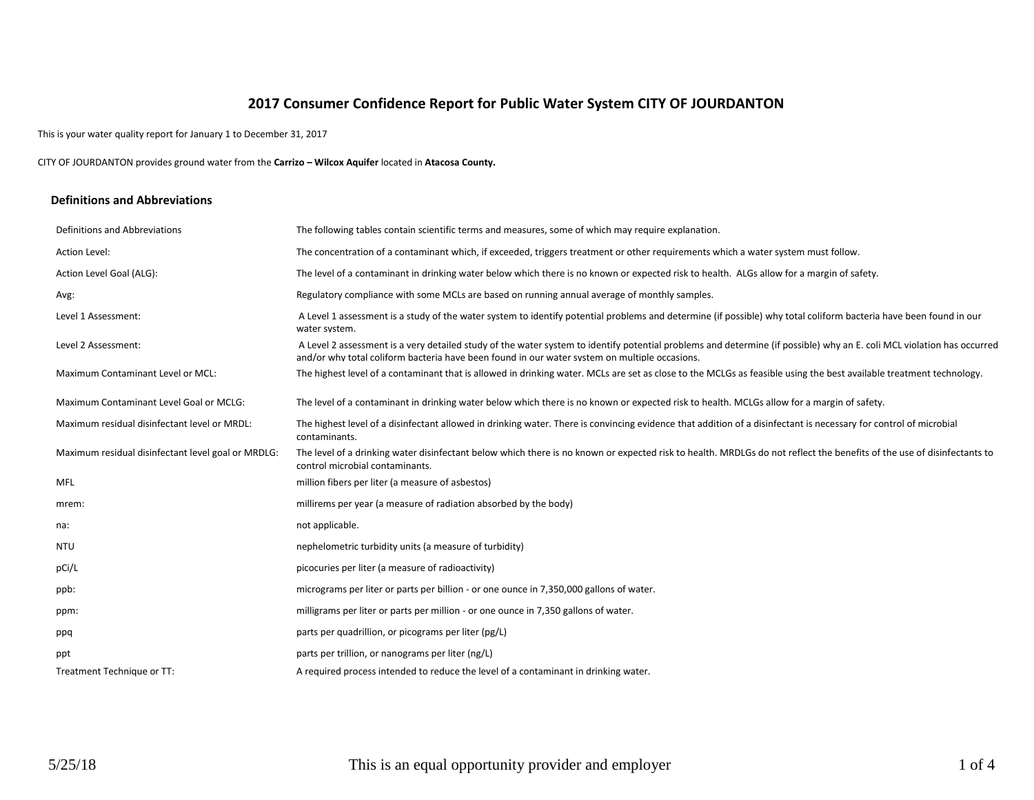# 2017 Consumer Confidence Report for Public Water System CITY OF JOURDANTON

This is your water quality report for January 1 to December 31, 2017

CITY OF JOURDANTON provides ground water from the **Carrizo – Wilcox Aquifer** located in **Atacosa County.**

## Definitions and Abbreviations

| | |
|---|---|
| Definitions and Abbreviations | The following tables contain scientific terms and measures, some of which may require explanation. |
| Action Level: | The concentration of a contaminant which, if exceeded, triggers treatment or other requirements which a water system must follow. |
| Action Level Goal (ALG): | The level of a contaminant in drinking water below which there is no known or expected risk to health. ALGs allow for a margin of safety. |
| Avg: | Regulatory compliance with some MCLs are based on running annual average of monthly samples. |
| Level 1 Assessment: | A Level 1 assessment is a study of the water system to identify potential problems and determine (if possible) why total coliform bacteria have been found in our water system. |
| Level 2 Assessment: | A Level 2 assessment is a very detailed study of the water system to identify potential problems and determine (if possible) why an E. coli MCL violation has occurred and/or why total coliform bacteria have been found in our water system on multiple occasions. |
| Maximum Contaminant Level or MCL: | The highest level of a contaminant that is allowed in drinking water. MCLs are set as close to the MCLGs as feasible using the best available treatment technology. |
| Maximum Contaminant Level Goal or MCLG: | The level of a contaminant in drinking water below which there is no known or expected risk to health. MCLGs allow for a margin of safety. |
| Maximum residual disinfectant level or MRDL: | The highest level of a disinfectant allowed in drinking water. There is convincing evidence that addition of a disinfectant is necessary for control of microbial contaminants. |
| Maximum residual disinfectant level goal or MRDLG: | The level of a drinking water disinfectant below which there is no known or expected risk to health. MRDLGs do not reflect the benefits of the use of disinfectants to control microbial contaminants. |
| MFL | million fibers per liter (a measure of asbestos) |
| mrem: | millirems per year (a measure of radiation absorbed by the body) |
| na: | not applicable. |
| NTU | nephelometric turbidity units (a measure of turbidity) |
| pCi/L | picocuries per liter (a measure of radioactivity) |
| ppb: | micrograms per liter or parts per billion - or one ounce in 7,350,000 gallons of water. |
| ppm: | milligrams per liter or parts per million - or one ounce in 7,350 gallons of water. |
| ppq | parts per quadrillion, or picograms per liter (pg/L) |
| ppt | parts per trillion, or nanograms per liter (ng/L) |
| Treatment Technique or TT: | A required process intended to reduce the level of a contaminant in drinking water. |

5/25/18 This is an equal opportunity provider and employer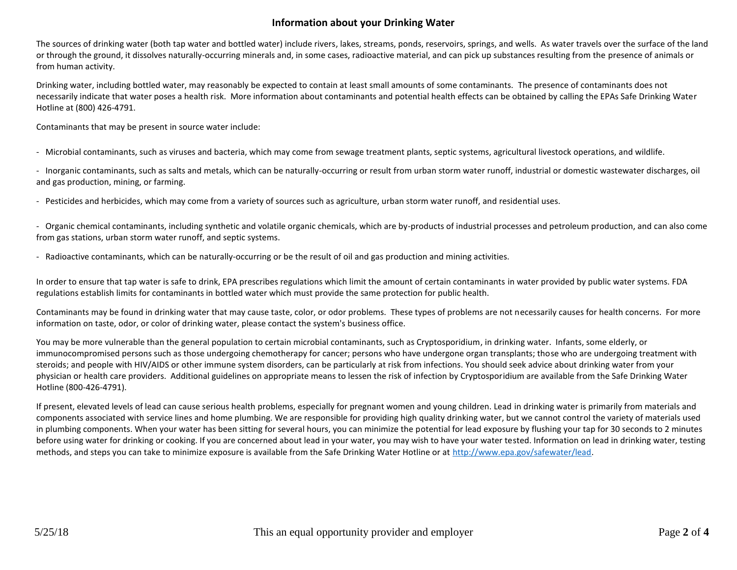# Information about your Drinking Water

The sources of drinking water (both tap water and bottled water) include rivers, lakes, streams, ponds, reservoirs, springs, and wells. As water travels over the surface of the land or through the ground, it dissolves naturally-occurring minerals and, in some cases, radioactive material, and can pick up substances resulting from the presence of animals or from human activity.

Drinking water, including bottled water, may reasonably be expected to contain at least small amounts of some contaminants. The presence of contaminants does not necessarily indicate that water poses a health risk. More information about contaminants and potential health effects can be obtained by calling the EPAs Safe Drinking Water Hotline at (800) 426-4791.

Contaminants that may be present in source water include:

- Microbial contaminants, such as viruses and bacteria, which may come from sewage treatment plants, septic systems, agricultural livestock operations, and wildlife.
- Inorganic contaminants, such as salts and metals, which can be naturally-occurring or result from urban storm water runoff, industrial or domestic wastewater discharges, oil and gas production, mining, or farming.
- Pesticides and herbicides, which may come from a variety of sources such as agriculture, urban storm water runoff, and residential uses.
- Organic chemical contaminants, including synthetic and volatile organic chemicals, which are by-products of industrial processes and petroleum production, and can also come from gas stations, urban storm water runoff, and septic systems.
- Radioactive contaminants, which can be naturally-occurring or be the result of oil and gas production and mining activities.

In order to ensure that tap water is safe to drink, EPA prescribes regulations which limit the amount of certain contaminants in water provided by public water systems. FDA regulations establish limits for contaminants in bottled water which must provide the same protection for public health.

Contaminants may be found in drinking water that may cause taste, color, or odor problems. These types of problems are not necessarily causes for health concerns. For more information on taste, odor, or color of drinking water, please contact the system's business office.

You may be more vulnerable than the general population to certain microbial contaminants, such as Cryptosporidium, in drinking water. Infants, some elderly, or immunocompromised persons such as those undergoing chemotherapy for cancer; persons who have undergone organ transplants; those who are undergoing treatment with steroids; and people with HIV/AIDS or other immune system disorders, can be particularly at risk from infections. You should seek advice about drinking water from your physician or health care providers. Additional guidelines on appropriate means to lessen the risk of infection by Cryptosporidium are available from the Safe Drinking Water Hotline (800-426-4791).

If present, elevated levels of lead can cause serious health problems, especially for pregnant women and young children. Lead in drinking water is primarily from materials and components associated with service lines and home plumbing. We are responsible for providing high quality drinking water, but we cannot control the variety of materials used in plumbing components. When your water has been sitting for several hours, you can minimize the potential for lead exposure by flushing your tap for 30 seconds to 2 minutes before using water for drinking or cooking. If you are concerned about lead in your water, you may wish to have your water tested. Information on lead in drinking water, testing methods, and steps you can take to minimize exposure is available from the Safe Drinking Water Hotline or at http://www.epa.gov/safewater/lead.

5/25/18 This an equal opportunity provider and employer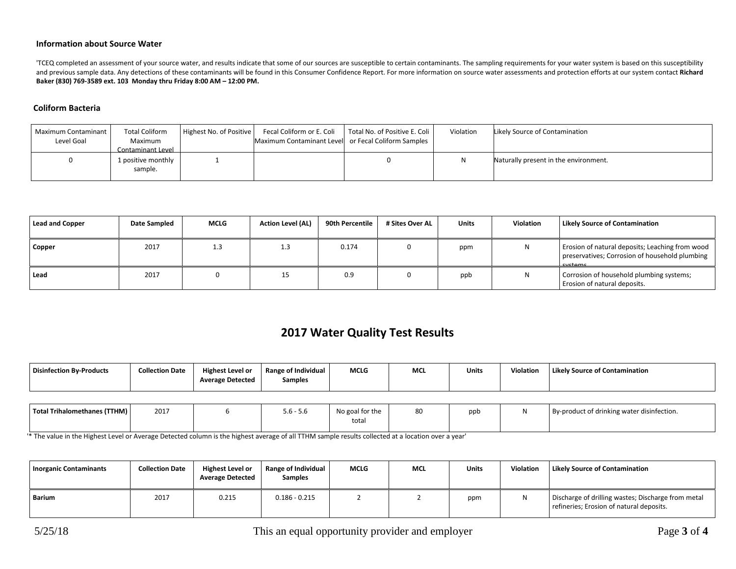### Information about Source Water

'TCEQ completed an assessment of your source water, and results indicate that some of our sources are susceptible to certain contaminants. The sampling requirements for your water system is based on this susceptibility and previous sample data. Any detections of these contaminants will be found in this Consumer Confidence Report. For more information on source water assessments and protection efforts at our system contact **Richard Baker (830) 769-3589 ext. 103 Monday thru Friday 8:00 AM – 12:00 PM.**

### Coliform Bacteria

| Maximum Contaminant Level Goal | Total Coliform Maximum Contaminant Level | Highest No. of Positive | Fecal Coliform or E. Coli Maximum Contaminant Level | Total No. of Positive E. Coli or Fecal Coliform Samples | Violation | Likely Source of Contamination |
|---|---|---|---|---|---|---|
| 0 | 1 positive monthly sample. | 1 | | 0 | N | Naturally present in the environment. |

| Lead and Copper | Date Sampled | MCLG | Action Level (AL) | 90th Percentile | # Sites Over AL | Units | Violation | Likely Source of Contamination |
|---|---|---|---|---|---|---|---|---|
| **Copper** | 2017 | 1.3 | 1.3 | 0.174 | 0 | ppm | N | Erosion of natural deposits; Leaching from wood preservatives; Corrosion of household plumbing systems. |
| **Lead** | 2017 | 0 | 15 | 0.9 | 0 | ppb | N | Corrosion of household plumbing systems; Erosion of natural deposits. |

## 2017 Water Quality Test Results

| Disinfection By-Products | Collection Date | Highest Level or Average Detected | Range of Individual Samples | MCLG | MCL | Units | Violation | Likely Source of Contamination |
|---|---|---|---|---|---|---|---|---|
| **Total Trihalomethanes (TTHM)** | 2017 | 6 | 5.6 - 5.6 | No goal for the total | 80 | ppb | N | By-product of drinking water disinfection. |

'* The value in the Highest Level or Average Detected column is the highest average of all TTHM sample results collected at a location over a year'

| Inorganic Contaminants | Collection Date | Highest Level or Average Detected | Range of Individual Samples | MCLG | MCL | Units | Violation | Likely Source of Contamination |
|---|---|---|---|---|---|---|---|---|
| **Barium** | 2017 | 0.215 | 0.186 - 0.215 | 2 | 2 | ppm | N | Discharge of drilling wastes; Discharge from metal refineries; Erosion of natural deposits. |

5/25/18 This an equal opportunity provider and employer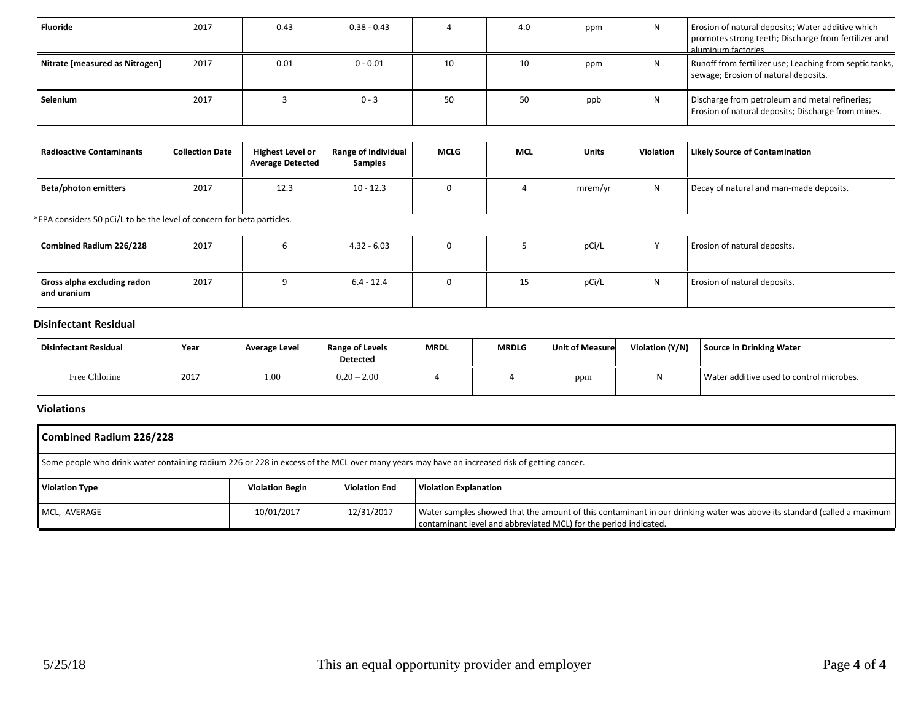| | | | | | | | | |
|---|---|---|---|---|---|---|---|---|
| **Fluoride** | 2017 | 0.43 | 0.38 - 0.43 | 4 | 4.0 | ppm | N | Erosion of natural deposits; Water additive which promotes strong teeth; Discharge from fertilizer and aluminum factories. |
| **Nitrate [measured as Nitrogen]** | 2017 | 0.01 | 0 - 0.01 | 10 | 10 | ppm | N | Runoff from fertilizer use; Leaching from septic tanks, sewage; Erosion of natural deposits. |
| **Selenium** | 2017 | 3 | 0 - 3 | 50 | 50 | ppb | N | Discharge from petroleum and metal refineries; Erosion of natural deposits; Discharge from mines. |

| Radioactive Contaminants | Collection Date | Highest Level or Average Detected | Range of Individual Samples | MCLG | MCL | Units | Violation | Likely Source of Contamination |
|---|---|---|---|---|---|---|---|---|
| **Beta/photon emitters** | 2017 | 12.3 | 10 - 12.3 | 0 | 4 | mrem/yr | N | Decay of natural and man-made deposits. |
| **Combined Radium 226/228** | 2017 | 6 | 4.32 - 6.03 | 0 | 5 | pCi/L | Y | Erosion of natural deposits. |
| **Gross alpha excluding radon and uranium** | 2017 | 9 | 6.4 - 12.4 | 0 | 15 | pCi/L | N | Erosion of natural deposits. |

*EPA considers 50 pCi/L to be the level of concern for beta particles.

## Disinfectant Residual

| Disinfectant Residual | Year | Average Level | Range of Levels Detected | MRDL | MRDLG | Unit of Measure | Violation (Y/N) | Source in Drinking Water |
|---|---|---|---|---|---|---|---|---|
| Free Chlorine | 2017 | 1.00 | 0.20 – 2.00 | 4 | 4 | ppm | N | Water additive used to control microbes. |

## Violations

**Combined Radium 226/228**

Some people who drink water containing radium 226 or 228 in excess of the MCL over many years may have an increased risk of getting cancer.

| Violation Type | Violation Begin | Violation End | Violation Explanation |
|---|---|---|---|
| MCL, AVERAGE | 10/01/2017 | 12/31/2017 | Water samples showed that the amount of this contaminant in our drinking water was above its standard (called a maximum contaminant level and abbreviated MCL) for the period indicated. |

5/25/18

This an equal opportunity provider and employer